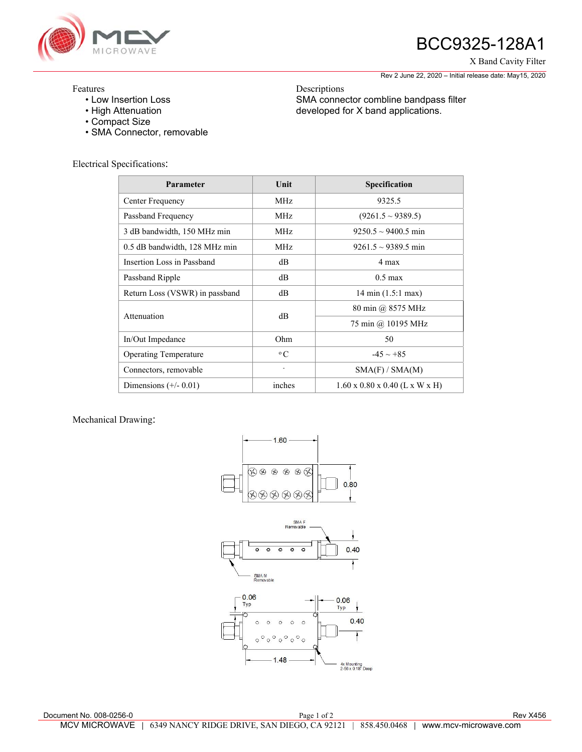# BCC9325-128A1

X Band Cavity Filter

Rev 2 June 22, 2020 – Initial release date: May15, 2020

Features
- Low Insertion Loss
- High Attenuation
- Compact Size
- SMA Connector, removable

Descriptions

SMA connector combline bandpass filter developed for X band applications.

Electrical Specifications:

| Parameter | Unit | Specification |
|---|---|---|
| Center Frequency | MHz | 9325.5 |
| Passband Frequency | MHz | (9261.5 ~ 9389.5) |
| 3 dB bandwidth, 150 MHz min | MHz | 9250.5 ~ 9400.5 min |
| 0.5 dB bandwidth, 128 MHz min | MHz | 9261.5 ~ 9389.5 min |
| Insertion Loss in Passband | dB | 4 max |
| Passband Ripple | dB | 0.5 max |
| Return Loss (VSWR) in passband | dB | 14 min (1.5:1 max) |
| Attenuation | dB | 80 min @ 8575 MHz |
| | | 75 min @ 10195 MHz |
| In/Out Impedance | Ohm | 50 |
| Operating Temperature | °C | -45 ~ +85 |
| Connectors, removable | - | SMA(F) / SMA(M) |
| Dimensions (+/- 0.01) | inches | 1.60 x 0.80 x 0.40 (L x W x H) |

Mechanical Drawing:

1.60

0.80

SMA F Removable

0.40

SMA M Removable

0.06 Typ

0.06 Typ

0.40

1.48

4x Mounting 2-56 x 0.18" Deep

Document No. 008-0256-0

Rev X456

MCV MICROWAVE | 6349 NANCY RIDGE DRIVE, SAN DIEGO, CA 92121 | 858.450.0468 | www.mcv-microwave.com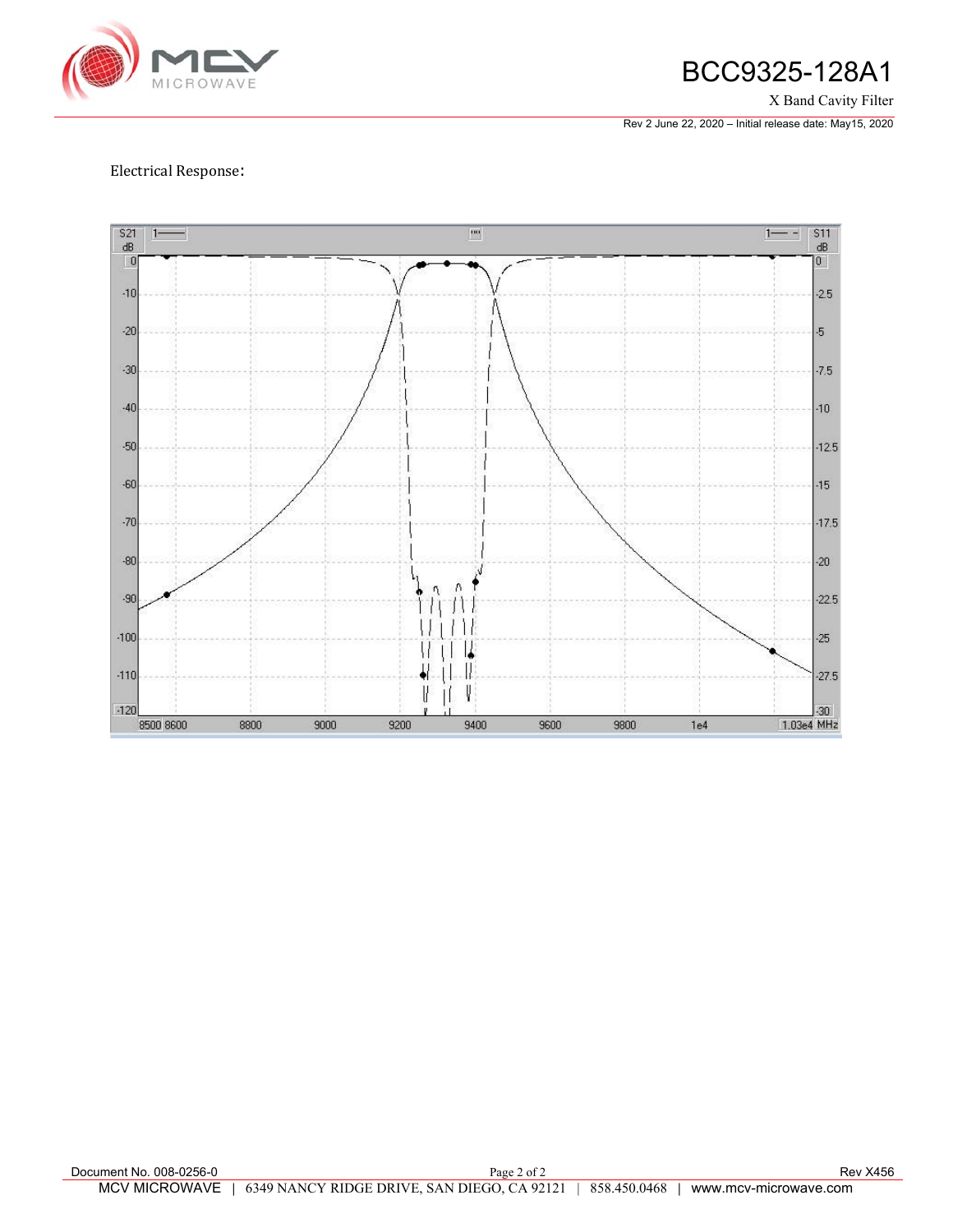Electrical Response:

S21
dB
0
-10
-20
-30
-40
-50
-60
-70
-80
-90
-100
-110
-120

S11
dB
0
-2.5
-5
-7.5
-10
-12.5
-15
-17.5
-20
-22.5
-25
-27.5
-30

8500 8600 8800 9000 9200 9400 9600 9800 1e4 1.03e4 MHz